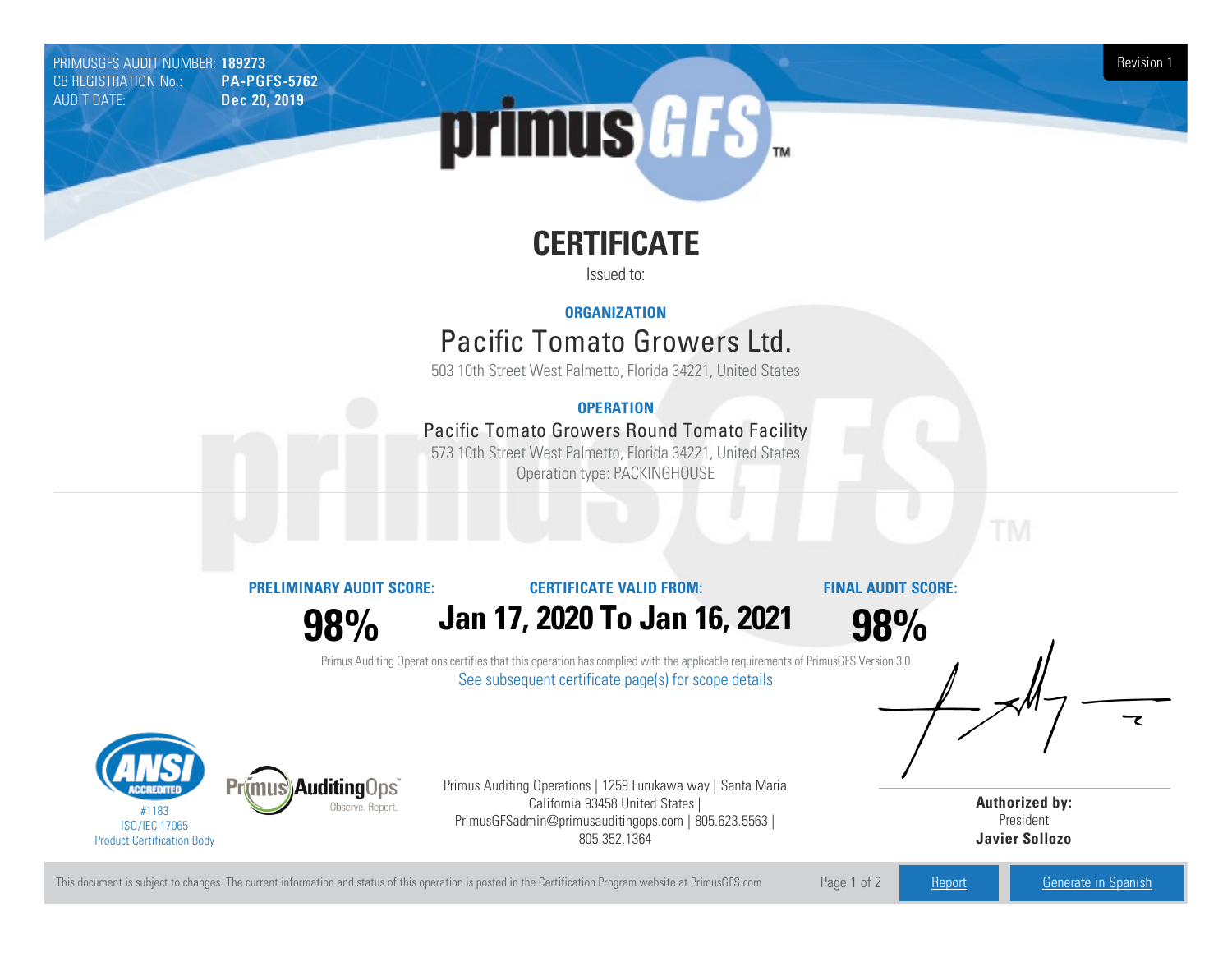PRIMUSGFS AUDIT NUMBER: **189273**
CB REGISTRATION No.: **PA-PGFS-5762**
AUDIT DATE: **Dec 20, 2019**

Revision 1

# CERTIFICATE

Issued to:

**ORGANIZATION**

## Pacific Tomato Growers Ltd.

503 10th Street West Palmetto, Florida 34221, United States

**OPERATION**

### Pacific Tomato Growers Round Tomato Facility

573 10th Street West Palmetto, Florida 34221, United States
Operation type: PACKINGHOUSE

| PRELIMINARY AUDIT SCORE: | CERTIFICATE VALID FROM: | FINAL AUDIT SCORE: |
|---|---|---|
| **98%** | **Jan 17, 2020 To Jan 16, 2021** | **98%** |

Primus Auditing Operations certifies that this operation has complied with the applicable requirements of PrimusGFS Version 3.0

See subsequent certificate page(s) for scope details

ANSI ACCREDITED
#1183
ISO/IEC 17065
Product Certification Body

Primus AuditingOps
Observe. Report.

Primus Auditing Operations | 1259 Furukawa way | Santa Maria California 93458 United States | PrimusGFSadmin@primusauditingops.com | 805.623.5563 | 805.352.1364

**Authorized by:**
President
**Javier Sollozo**

This document is subject to changes. The current information and status of this operation is posted in the Certification Program website at PrimusGFS.com

Report | Generate in Spanish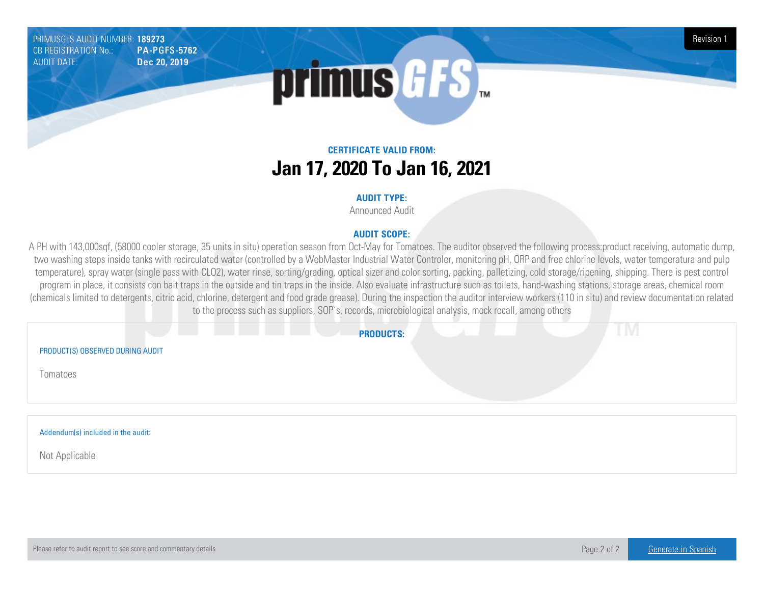PRIMUSGFS AUDIT NUMBER: **189273**
CB REGISTRATION No.: **PA-PGFS-5762**
AUDIT DATE: **Dec 20, 2019**

Revision 1

**CERTIFICATE VALID FROM:**

# Jan 17, 2020 To Jan 16, 2021

**AUDIT TYPE:**

Announced Audit

**AUDIT SCOPE:**

A PH with 143,000sqf, (58000 cooler storage, 35 units in situ) operation season from Oct-May for Tomatoes. The auditor observed the following process:product receiving, automatic dump, two washing steps inside tanks with recirculated water (controlled by a WebMaster Industrial Water Controler, monitoring pH, ORP and free chlorine levels, water temperatura and pulp temperature), spray water (single pass with CLO2), water rinse, sorting/grading, optical sizer and color sorting, packing, palletizing, cold storage/ripening, shipping. There is pest control program in place, it consists con bait traps in the outside and tin traps in the inside. Also evaluate infrastructure such as toilets, hand-washing stations, storage areas, chemical room (chemicals limited to detergents, citric acid, chlorine, detergent and food grade grease). During the inspection the auditor interview workers (110 in situ) and review documentation related to the process such as suppliers, SOP`s, records, microbiological analysis, mock recall, among others

**PRODUCTS:**

PRODUCT(S) OBSERVED DURING AUDIT

Tomatoes

Addendum(s) included in the audit:

Not Applicable

Please refer to audit report to see score and commentary details

Generate in Spanish